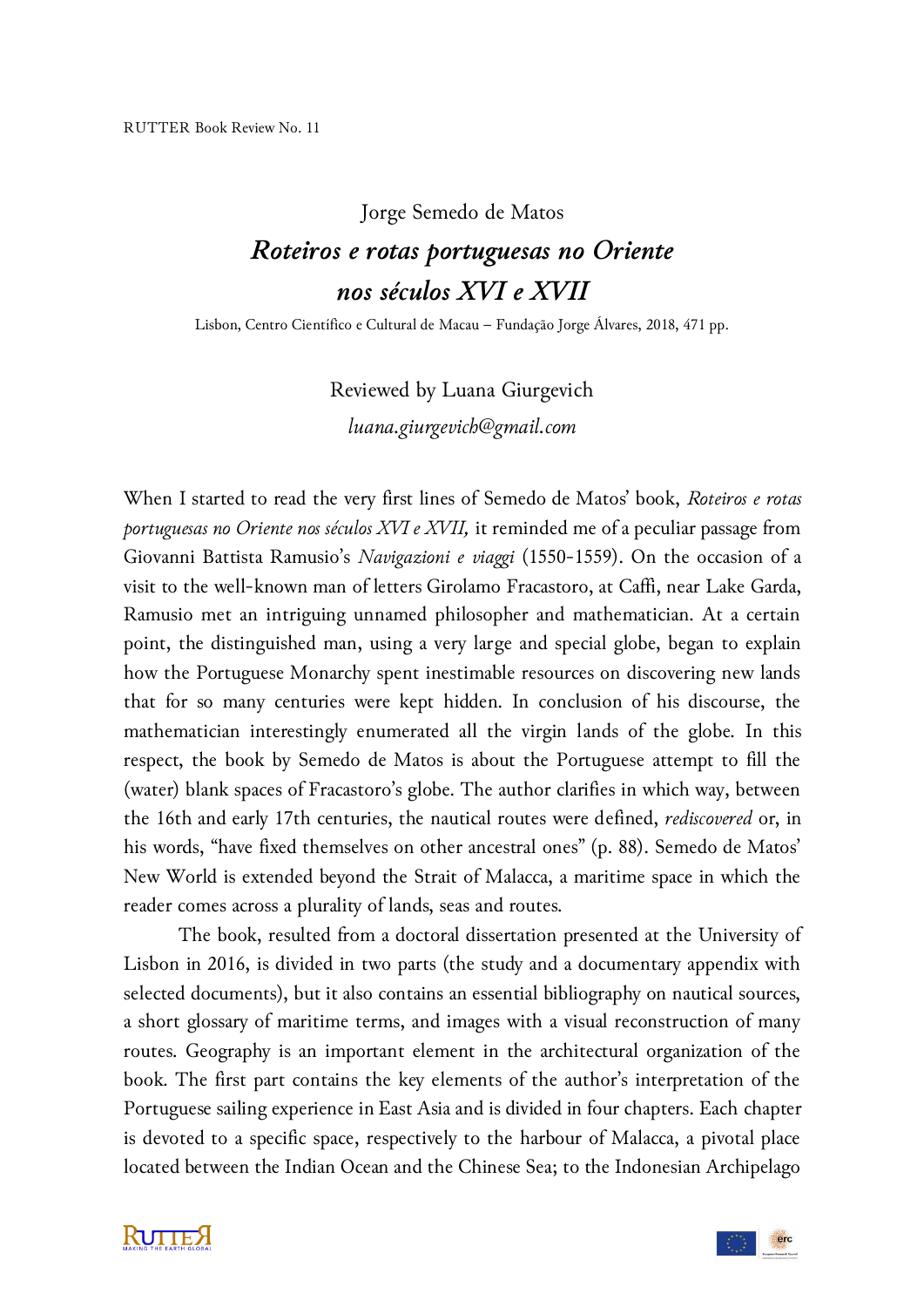RUTTER Book Review No. 11

Jorge Semedo de Matos

# *Roteiros e rotas portuguesas no Oriente nos séculos XVI e XVII*

Lisbon, Centro Científico e Cultural de Macau – Fundação Jorge Álvares, 2018, 471 pp.

Reviewed by Luana Giurgevich

*luana.giurgevich@gmail.com*

When I started to read the very first lines of Semedo de Matos' book, *Roteiros e rotas portuguesas no Oriente nos séculos XVI e XVII,* it reminded me of a peculiar passage from Giovanni Battista Ramusio's *Navigazioni e viaggi* (1550-1559). On the occasion of a visit to the well-known man of letters Girolamo Fracastoro, at Caffi, near Lake Garda, Ramusio met an intriguing unnamed philosopher and mathematician. At a certain point, the distinguished man, using a very large and special globe, began to explain how the Portuguese Monarchy spent inestimable resources on discovering new lands that for so many centuries were kept hidden. In conclusion of his discourse, the mathematician interestingly enumerated all the virgin lands of the globe. In this respect, the book by Semedo de Matos is about the Portuguese attempt to fill the (water) blank spaces of Fracastoro's globe. The author clarifies in which way, between the 16th and early 17th centuries, the nautical routes were defined, *rediscovered* or, in his words, "have fixed themselves on other ancestral ones" (p. 88). Semedo de Matos' New World is extended beyond the Strait of Malacca, a maritime space in which the reader comes across a plurality of lands, seas and routes.

The book, resulted from a doctoral dissertation presented at the University of Lisbon in 2016, is divided in two parts (the study and a documentary appendix with selected documents), but it also contains an essential bibliography on nautical sources, a short glossary of maritime terms, and images with a visual reconstruction of many routes. Geography is an important element in the architectural organization of the book. The first part contains the key elements of the author's interpretation of the Portuguese sailing experience in East Asia and is divided in four chapters. Each chapter is devoted to a specific space, respectively to the harbour of Malacca, a pivotal place located between the Indian Ocean and the Chinese Sea; to the Indonesian Archipelago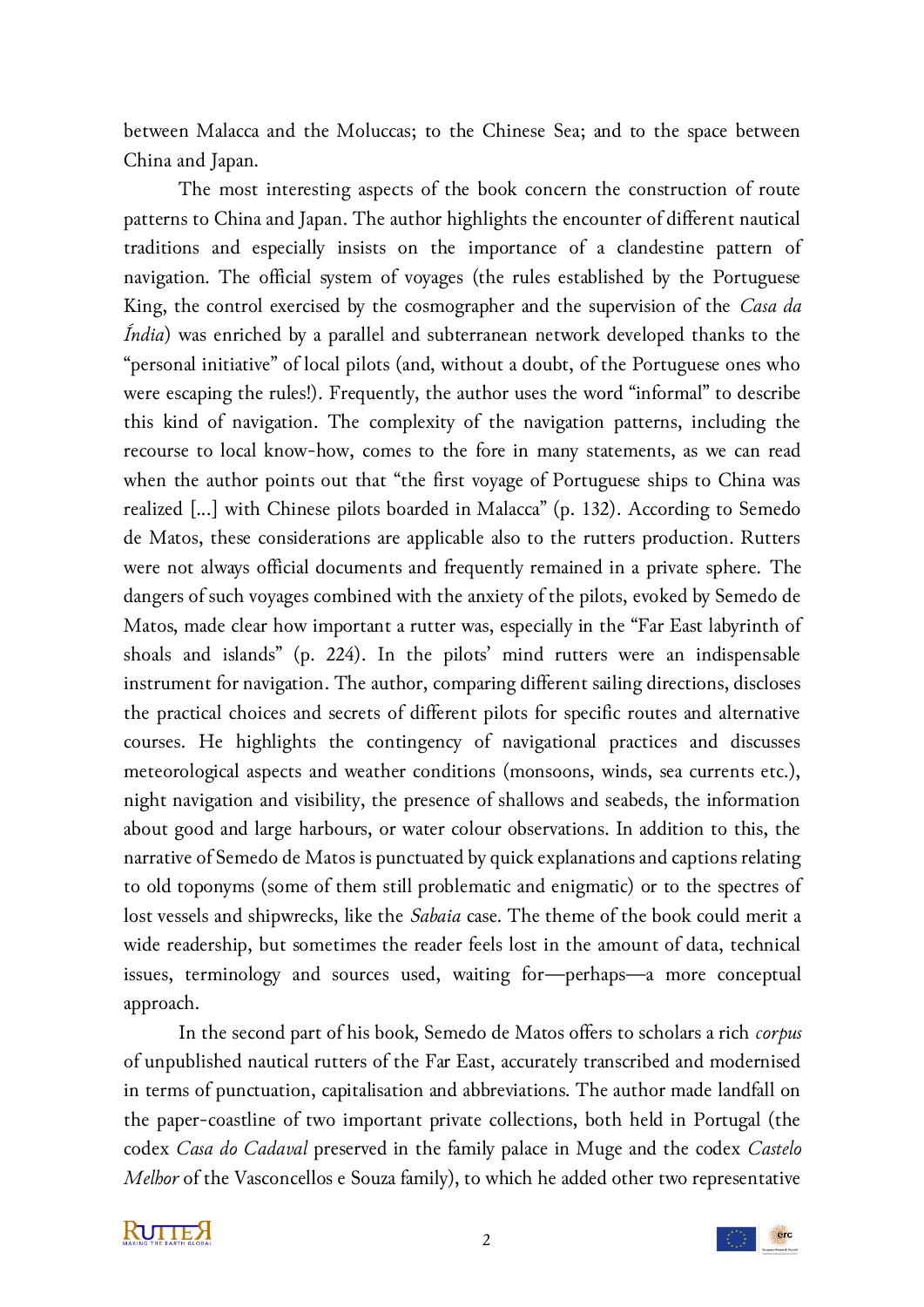between Malacca and the Moluccas; to the Chinese Sea; and to the space between China and Japan.

The most interesting aspects of the book concern the construction of route patterns to China and Japan. The author highlights the encounter of different nautical traditions and especially insists on the importance of a clandestine pattern of navigation. The official system of voyages (the rules established by the Portuguese King, the control exercised by the cosmographer and the supervision of the *Casa da Índia*) was enriched by a parallel and subterranean network developed thanks to the "personal initiative" of local pilots (and, without a doubt, of the Portuguese ones who were escaping the rules!). Frequently, the author uses the word "informal" to describe this kind of navigation. The complexity of the navigation patterns, including the recourse to local know-how, comes to the fore in many statements, as we can read when the author points out that "the first voyage of Portuguese ships to China was realized […] with Chinese pilots boarded in Malacca" (p. 132). According to Semedo de Matos, these considerations are applicable also to the rutters production. Rutters were not always official documents and frequently remained in a private sphere. The dangers of such voyages combined with the anxiety of the pilots, evoked by Semedo de Matos, made clear how important a rutter was, especially in the "Far East labyrinth of shoals and islands" (p. 224). In the pilots' mind rutters were an indispensable instrument for navigation. The author, comparing different sailing directions, discloses the practical choices and secrets of different pilots for specific routes and alternative courses. He highlights the contingency of navigational practices and discusses meteorological aspects and weather conditions (monsoons, winds, sea currents etc.), night navigation and visibility, the presence of shallows and seabeds, the information about good and large harbours, or water colour observations. In addition to this, the narrative of Semedo de Matos is punctuated by quick explanations and captions relating to old toponyms (some of them still problematic and enigmatic) or to the spectres of lost vessels and shipwrecks, like the *Sabaia* case. The theme of the book could merit a wide readership, but sometimes the reader feels lost in the amount of data, technical issues, terminology and sources used, waiting for—perhaps—a more conceptual approach.

In the second part of his book, Semedo de Matos offers to scholars a rich *corpus* of unpublished nautical rutters of the Far East, accurately transcribed and modernised in terms of punctuation, capitalisation and abbreviations. The author made landfall on the paper-coastline of two important private collections, both held in Portugal (the codex *Casa do Cadaval* preserved in the family palace in Muge and the codex *Castelo Melhor* of the Vasconcellos e Souza family), to which he added other two representative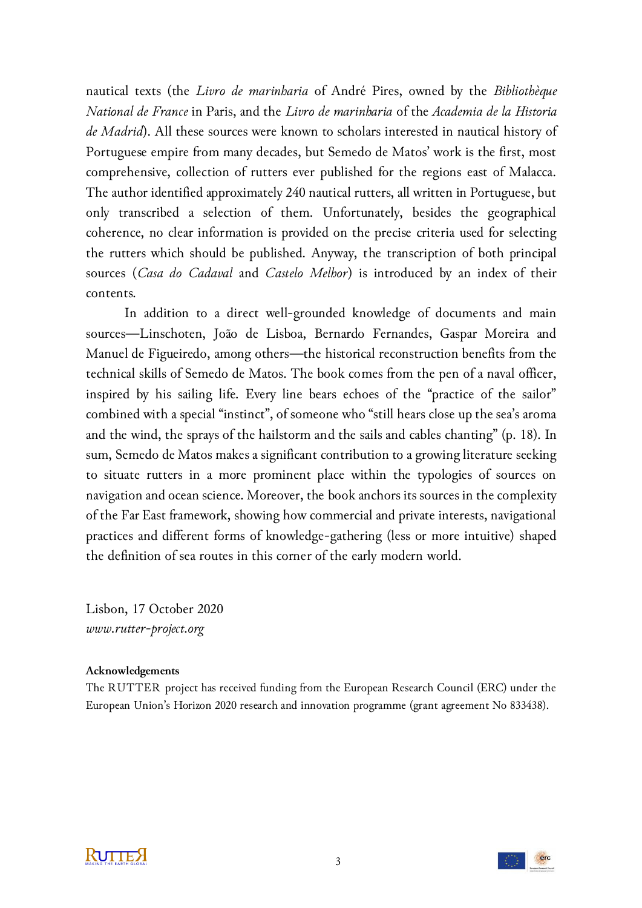nautical texts (the *Livro de marinharia* of André Pires, owned by the *Bibliothèque National de France* in Paris, and the *Livro de marinharia* of the *Academia de la Historia de Madrid*). All these sources were known to scholars interested in nautical history of Portuguese empire from many decades, but Semedo de Matos' work is the first, most comprehensive, collection of rutters ever published for the regions east of Malacca. The author identified approximately 240 nautical rutters, all written in Portuguese, but only transcribed a selection of them. Unfortunately, besides the geographical coherence, no clear information is provided on the precise criteria used for selecting the rutters which should be published. Anyway, the transcription of both principal sources (*Casa do Cadaval* and *Castelo Melhor*) is introduced by an index of their contents.

In addition to a direct well-grounded knowledge of documents and main sources—Linschoten, João de Lisboa, Bernardo Fernandes, Gaspar Moreira and Manuel de Figueiredo, among others—the historical reconstruction benefits from the technical skills of Semedo de Matos. The book comes from the pen of a naval officer, inspired by his sailing life. Every line bears echoes of the "practice of the sailor" combined with a special "instinct", of someone who "still hears close up the sea's aroma and the wind, the sprays of the hailstorm and the sails and cables chanting" (p. 18). In sum, Semedo de Matos makes a significant contribution to a growing literature seeking to situate rutters in a more prominent place within the typologies of sources on navigation and ocean science. Moreover, the book anchors its sources in the complexity of the Far East framework, showing how commercial and private interests, navigational practices and different forms of knowledge-gathering (less or more intuitive) shaped the definition of sea routes in this corner of the early modern world.

Lisbon, 17 October 2020
*www.rutter-project.org*

**Acknowledgements**
The RUTTER project has received funding from the European Research Council (ERC) under the European Union's Horizon 2020 research and innovation programme (grant agreement No 833438).